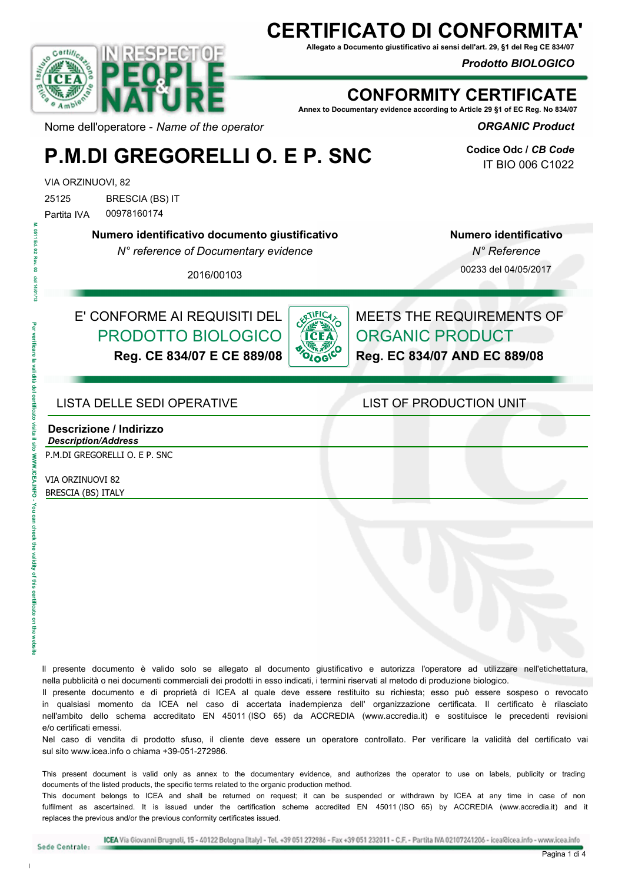# CERTIFICATO DI CONFORMITA'

**Allegato a Documento giustificativo ai sensi dell'art. 29, §1 del Reg CE 834/07**

***Prodotto BIOLOGICO***

# CONFORMITY CERTIFICATE

**Annex to Documentary evidence according to Article 29 §1 of EC Reg. No 834/07**

***ORGANIC Product***

Nome dell'operatore - *Name of the operator*

**Codice Odc / *CB Code***
IT BIO 006 C1022

# P.M.DI GREGORELLI O. E P. SNC

VIA ORZINUOVI, 82
25125 BRESCIA (BS) IT
Partita IVA 00978160174

| **Numero identificativo documento giustificativo** *N° reference of Documentary evidence* | **Numero identificativo** *N° Reference* |
|---|---|
| 2016/00103 | 00233 del 04/05/2017 |

| E' CONFORME AI REQUISITI DEL PRODOTTO BIOLOGICO **Reg. CE 834/07 E CE 889/08** | MEETS THE REQUIREMENTS OF ORGANIC PRODUCT **Reg. EC 834/07 AND EC 889/08** |
|---|---|

## LISTA DELLE SEDI OPERATIVE / LIST OF PRODUCTION UNIT

| **Descrizione / Indirizzo** ***Description/Address*** |
|---|
| P.M.DI GREGORELLI O. E P. SNC<br><br>VIA ORZINUOVI 82<br>BRESCIA (BS) ITALY |

Il presente documento è valido solo se allegato al documento giustificativo e autorizza l'operatore ad utilizzare nell'etichettatura, nella pubblicità o nei documenti commerciali dei prodotti in esso indicati, i termini riservati al metodo di produzione biologico.
Il presente documento e di proprietà di ICEA al quale deve essere restituito su richiesta; esso può essere sospeso o revocato in qualsiasi momento da ICEA nel caso di accertata inadempienza dell' organizzazione certificata. Il certificato è rilasciato nell'ambito dello schema accreditato EN 45011 (ISO 65) da ACCREDIA (www.accredia.it) e sostituisce le precedenti revisioni e/o certificati emessi.
Nel caso di vendita di prodotto sfuso, il cliente deve essere un operatore controllato. Per verificare la validità del certificato vai sul sito www.icea.info o chiama +39-051-272986.

This present document is valid only as annex to the documentary evidence, and authorizes the operator to use on labels, publicity or trading documents of the listed products, the specific terms related to the organic production method.
This document belongs to ICEA and shall be returned on request; it can be suspended or withdrawn by ICEA at any time in case of non fulfilment as ascertained. It is issued under the certification scheme accredited EN 45011 (ISO 65) by ACCREDIA (www.accredia.it) and it replaces the previous and/or the previous conformity certificates issued.

Per verificare la validità del certificato visita il sito WWW.ICEA.INFO - You can check the validity of this certificate on the website

M. 0511 Ed. 02 Rev. 03 del 14/01/13

Sede Centrale: ICEA Via Giovanni Brugnoli, 15 - 40122 Bologna (Italy) - Tel. +39 051 272986 - Fax +39 051 232011 - C.F. - Partita IVA 02107241206 - icea@icea.info - www.icea.info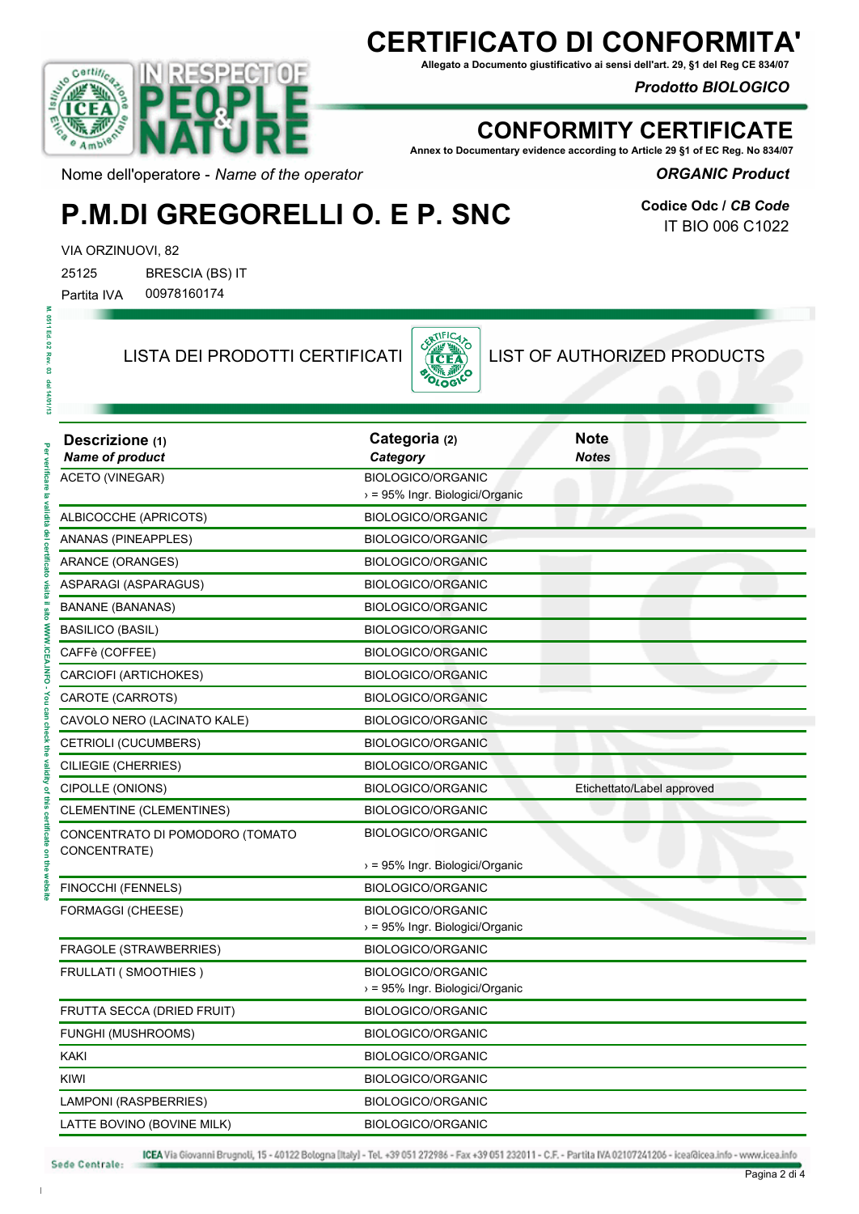# CERTIFICATO DI CONFORMITA'

**Allegato a Documento giustificativo ai sensi dell'art. 29, §1 del Reg CE 834/07**

***Prodotto BIOLOGICO***

# CONFORMITY CERTIFICATE

**Annex to Documentary evidence according to Article 29 §1 of EC Reg. No 834/07**

***ORGANIC Product***

Nome dell'operatore - *Name of the operator*

## P.M.DI GREGORELLI O. E P. SNC

**Codice Odc / *CB Code***
IT BIO 006 C1022

VIA ORZINUOVI, 82
25125 BRESCIA (BS) IT
Partita IVA 00978160174

LISTA DEI PRODOTTI CERTIFICATI — LIST OF AUTHORIZED PRODUCTS

| **Descrizione (1)** *Name of product* | **Categoria (2)** *Category* | **Note** *Notes* |
|---|---|---|
| ACETO (VINEGAR) | BIOLOGICO/ORGANIC › = 95% Ingr. Biologici/Organic | |
| ALBICOCCHE (APRICOTS) | BIOLOGICO/ORGANIC | |
| ANANAS (PINEAPPLES) | BIOLOGICO/ORGANIC | |
| ARANCE (ORANGES) | BIOLOGICO/ORGANIC | |
| ASPARAGI (ASPARAGUS) | BIOLOGICO/ORGANIC | |
| BANANE (BANANAS) | BIOLOGICO/ORGANIC | |
| BASILICO (BASIL) | BIOLOGICO/ORGANIC | |
| CAFFè (COFFEE) | BIOLOGICO/ORGANIC | |
| CARCIOFI (ARTICHOKES) | BIOLOGICO/ORGANIC | |
| CAROTE (CARROTS) | BIOLOGICO/ORGANIC | |
| CAVOLO NERO (LACINATO KALE) | BIOLOGICO/ORGANIC | |
| CETRIOLI (CUCUMBERS) | BIOLOGICO/ORGANIC | |
| CILIEGIE (CHERRIES) | BIOLOGICO/ORGANIC | |
| CIPOLLE (ONIONS) | BIOLOGICO/ORGANIC | Etichettato/Label approved |
| CLEMENTINE (CLEMENTINES) | BIOLOGICO/ORGANIC | |
| CONCENTRATO DI POMODORO (TOMATO CONCENTRATE) | BIOLOGICO/ORGANIC › = 95% Ingr. Biologici/Organic | |
| FINOCCHI (FENNELS) | BIOLOGICO/ORGANIC | |
| FORMAGGI (CHEESE) | BIOLOGICO/ORGANIC › = 95% Ingr. Biologici/Organic | |
| FRAGOLE (STRAWBERRIES) | BIOLOGICO/ORGANIC | |
| FRULLATI ( SMOOTHIES ) | BIOLOGICO/ORGANIC › = 95% Ingr. Biologici/Organic | |
| FRUTTA SECCA (DRIED FRUIT) | BIOLOGICO/ORGANIC | |
| FUNGHI (MUSHROOMS) | BIOLOGICO/ORGANIC | |
| KAKI | BIOLOGICO/ORGANIC | |
| KIWI | BIOLOGICO/ORGANIC | |
| LAMPONI (RASPBERRIES) | BIOLOGICO/ORGANIC | |
| LATTE BOVINO (BOVINE MILK) | BIOLOGICO/ORGANIC | |

Per verificare la validità del certificato visita il sito WWW.ICEA.INFO - You can check the validity of this certificate on the website

Sede Centrale: ICEA Via Giovanni Brugnoli, 15 - 40122 Bologna (Italy) - Tel. +39 051 272986 - Fax +39 051 232011 - C.F. - Partita IVA 02107241206 - icea@icea.info - www.icea.info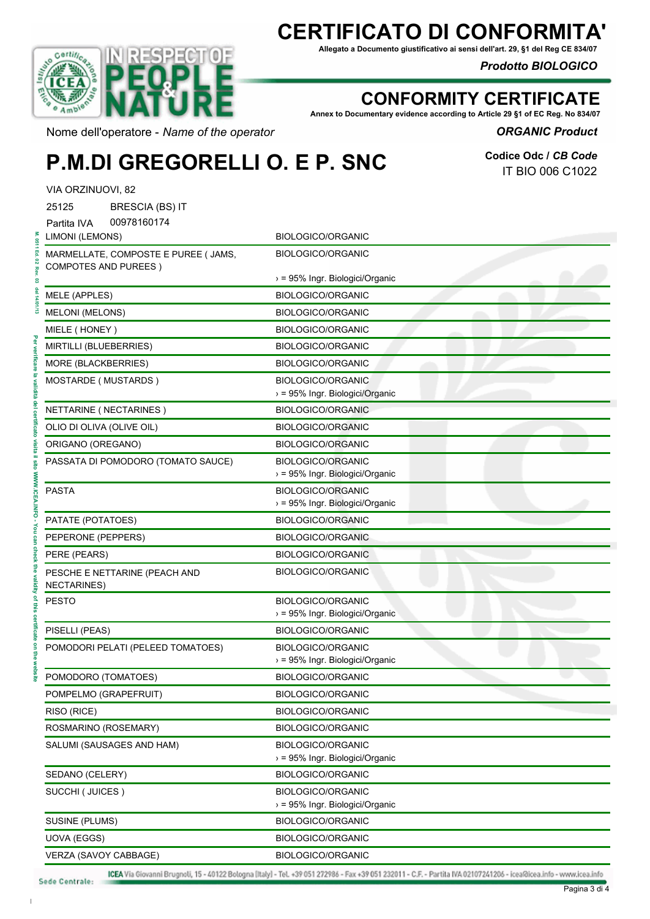# CERTIFICATO DI CONFORMITA'

**Allegato a Documento giustificativo ai sensi dell'art. 29, §1 del Reg CE 834/07**

***Prodotto BIOLOGICO***

# CONFORMITY CERTIFICATE

**Annex to Documentary evidence according to Article 29 §1 of EC Reg. No 834/07**

***ORGANIC Product***

Nome dell'operatore - *Name of the operator*

# P.M.DI GREGORELLI O. E P. SNC

**Codice Odc / *CB Code***
IT BIO 006 C1022

VIA ORZINUOVI, 82
25125 BRESCIA (BS) IT
Partita IVA 00978160174

| | |
|---|---|
| LIMONI (LEMONS) | BIOLOGICO/ORGANIC |
| MARMELLATE, COMPOSTE E PUREE ( JAMS, COMPOTES AND PUREES ) | BIOLOGICO/ORGANIC<br>› = 95% Ingr. Biologici/Organic |
| MELE (APPLES) | BIOLOGICO/ORGANIC |
| MELONI (MELONS) | BIOLOGICO/ORGANIC |
| MIELE ( HONEY ) | BIOLOGICO/ORGANIC |
| MIRTILLI (BLUEBERRIES) | BIOLOGICO/ORGANIC |
| MORE (BLACKBERRIES) | BIOLOGICO/ORGANIC |
| MOSTARDE ( MUSTARDS ) | BIOLOGICO/ORGANIC<br>› = 95% Ingr. Biologici/Organic |
| NETTARINE ( NECTARINES ) | BIOLOGICO/ORGANIC |
| OLIO DI OLIVA (OLIVE OIL) | BIOLOGICO/ORGANIC |
| ORIGANO (OREGANO) | BIOLOGICO/ORGANIC |
| PASSATA DI POMODORO (TOMATO SAUCE) | BIOLOGICO/ORGANIC<br>› = 95% Ingr. Biologici/Organic |
| PASTA | BIOLOGICO/ORGANIC<br>› = 95% Ingr. Biologici/Organic |
| PATATE (POTATOES) | BIOLOGICO/ORGANIC |
| PEPERONE (PEPPERS) | BIOLOGICO/ORGANIC |
| PERE (PEARS) | BIOLOGICO/ORGANIC |
| PESCHE E NETTARINE (PEACH AND NECTARINES) | BIOLOGICO/ORGANIC |
| PESTO | BIOLOGICO/ORGANIC<br>› = 95% Ingr. Biologici/Organic |
| PISELLI (PEAS) | BIOLOGICO/ORGANIC |
| POMODORI PELATI (PELEED TOMATOES) | BIOLOGICO/ORGANIC<br>› = 95% Ingr. Biologici/Organic |
| POMODORO (TOMATOES) | BIOLOGICO/ORGANIC |
| POMPELMO (GRAPEFRUIT) | BIOLOGICO/ORGANIC |
| RISO (RICE) | BIOLOGICO/ORGANIC |
| ROSMARINO (ROSEMARY) | BIOLOGICO/ORGANIC |
| SALUMI (SAUSAGES AND HAM) | BIOLOGICO/ORGANIC<br>› = 95% Ingr. Biologici/Organic |
| SEDANO (CELERY) | BIOLOGICO/ORGANIC |
| SUCCHI ( JUICES ) | BIOLOGICO/ORGANIC<br>› = 95% Ingr. Biologici/Organic |
| SUSINE (PLUMS) | BIOLOGICO/ORGANIC |
| UOVA (EGGS) | BIOLOGICO/ORGANIC |
| VERZA (SAVOY CABBAGE) | BIOLOGICO/ORGANIC |

Per verificare la validità del certificato visita il sito WWW.ICEA.INFO - You can check the validity of this certificate on the website

Sede Centrale: ICEA Via Giovanni Brugnoli, 15 - 40122 Bologna (Italy) - Tel. +39 051 272986 - Fax +39 051 232011 - C.F. - Partita IVA 02107241206 - icea@icea.info - www.icea.info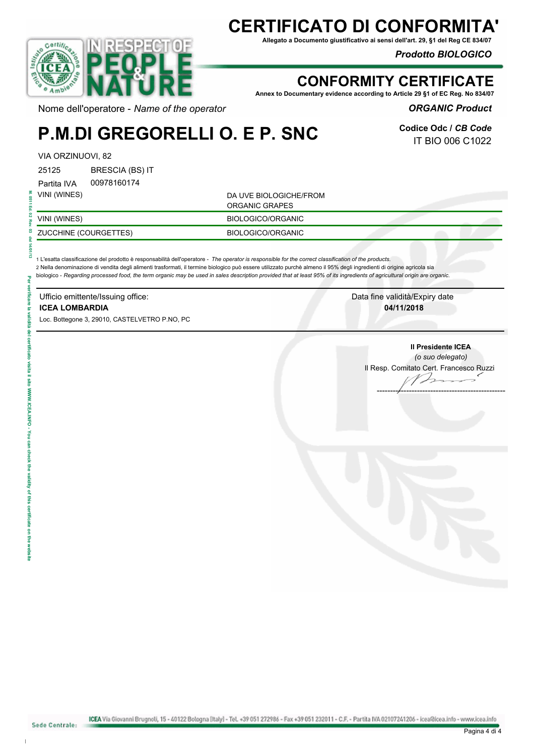# CERTIFICATO DI CONFORMITA'

**Allegato a Documento giustificativo ai sensi dell'art. 29, §1 del Reg CE 834/07**

***Prodotto BIOLOGICO***

# CONFORMITY CERTIFICATE

**Annex to Documentary evidence according to Article 29 §1 of EC Reg. No 834/07**

***ORGANIC Product***

Nome dell'operatore - *Name of the operator*

**Codice Odc / *CB Code***
IT BIO 006 C1022

# P.M.DI GREGORELLI O. E P. SNC

VIA ORZINUOVI, 82

25125 BRESCIA (BS) IT

Partita IVA 00978160174

| | |
|---|---|
| VINI (WINES) | DA UVE BIOLOGICHE/FROM ORGANIC GRAPES |
| VINI (WINES) | BIOLOGICO/ORGANIC |
| ZUCCHINE (COURGETTES) | BIOLOGICO/ORGANIC |

1 L'esatta classificazione del prodotto è responsabilità dell'operatore - *The operator is responsible for the correct classification of the products.*
2 Nella denominazione di vendita degli alimenti trasformati, il termine biologico può essere utilizzato purchè almeno il 95% degli ingredienti di origine agricola sia biologico - *Regarding processed food, the term organic may be used in sales description provided that at least 95% of its ingredients of agricultural origin are organic.*

Ufficio emittente/Issuing office:
**ICEA LOMBARDIA**
Loc. Bottegone 3, 29010, CASTELVETRO P.NO, PC

Data fine validità/Expiry date
**04/11/2018**

**Il Presidente ICEA**
*(o suo delegato)*
Il Resp. Comitato Cert. Francesco Ruzzi

M. 0511 Ed. 02 Rev. 03 del 14/01/15

Per verificare la validità del certificato visita il sito WWW.ICEA.INFO - You can check the validity of this certificate on the website

Sede Centrale: ICEA Via Giovanni Brugnoli, 15 - 40122 Bologna (Italy) - Tel. +39 051 272986 - Fax +39 051 232011 - C.F. - Partita IVA 02107241206 - icea@icea.info - www.icea.info